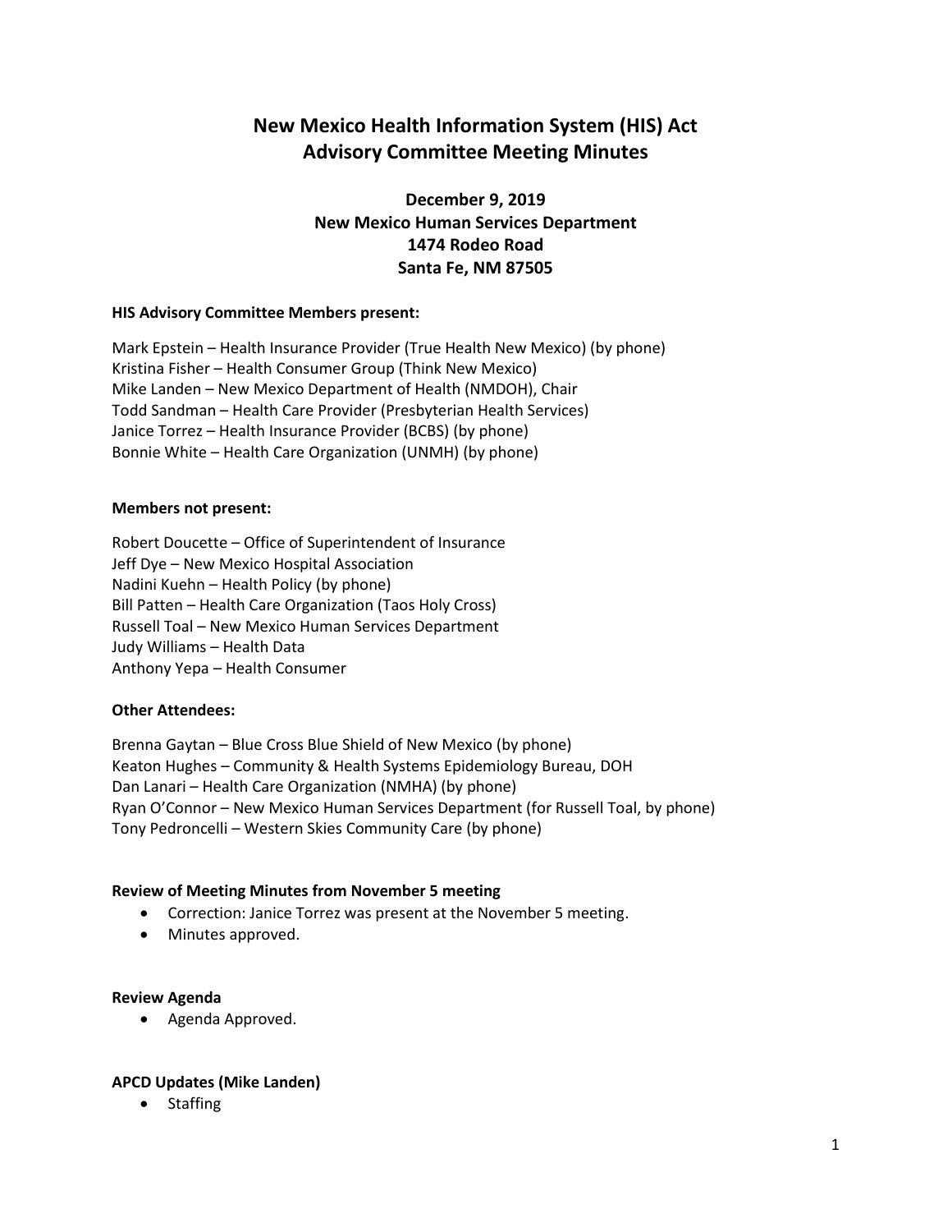# New Mexico Health Information System (HIS) Act
# Advisory Committee Meeting Minutes

**December 9, 2019**
**New Mexico Human Services Department**
**1474 Rodeo Road**
**Santa Fe, NM 87505**

**HIS Advisory Committee Members present:**

Mark Epstein – Health Insurance Provider (True Health New Mexico) (by phone)
Kristina Fisher – Health Consumer Group (Think New Mexico)
Mike Landen – New Mexico Department of Health (NMDOH), Chair
Todd Sandman – Health Care Provider (Presbyterian Health Services)
Janice Torrez – Health Insurance Provider (BCBS) (by phone)
Bonnie White – Health Care Organization (UNMH) (by phone)

**Members not present:**

Robert Doucette – Office of Superintendent of Insurance
Jeff Dye – New Mexico Hospital Association
Nadini Kuehn – Health Policy (by phone)
Bill Patten – Health Care Organization (Taos Holy Cross)
Russell Toal – New Mexico Human Services Department
Judy Williams – Health Data
Anthony Yepa – Health Consumer

**Other Attendees:**

Brenna Gaytan – Blue Cross Blue Shield of New Mexico (by phone)
Keaton Hughes – Community & Health Systems Epidemiology Bureau, DOH
Dan Lanari – Health Care Organization (NMHA) (by phone)
Ryan O'Connor – New Mexico Human Services Department (for Russell Toal, by phone)
Tony Pedroncelli – Western Skies Community Care (by phone)

**Review of Meeting Minutes from November 5 meeting**

- Correction: Janice Torrez was present at the November 5 meeting.
- Minutes approved.

**Review Agenda**

- Agenda Approved.

**APCD Updates (Mike Landen)**

- Staffing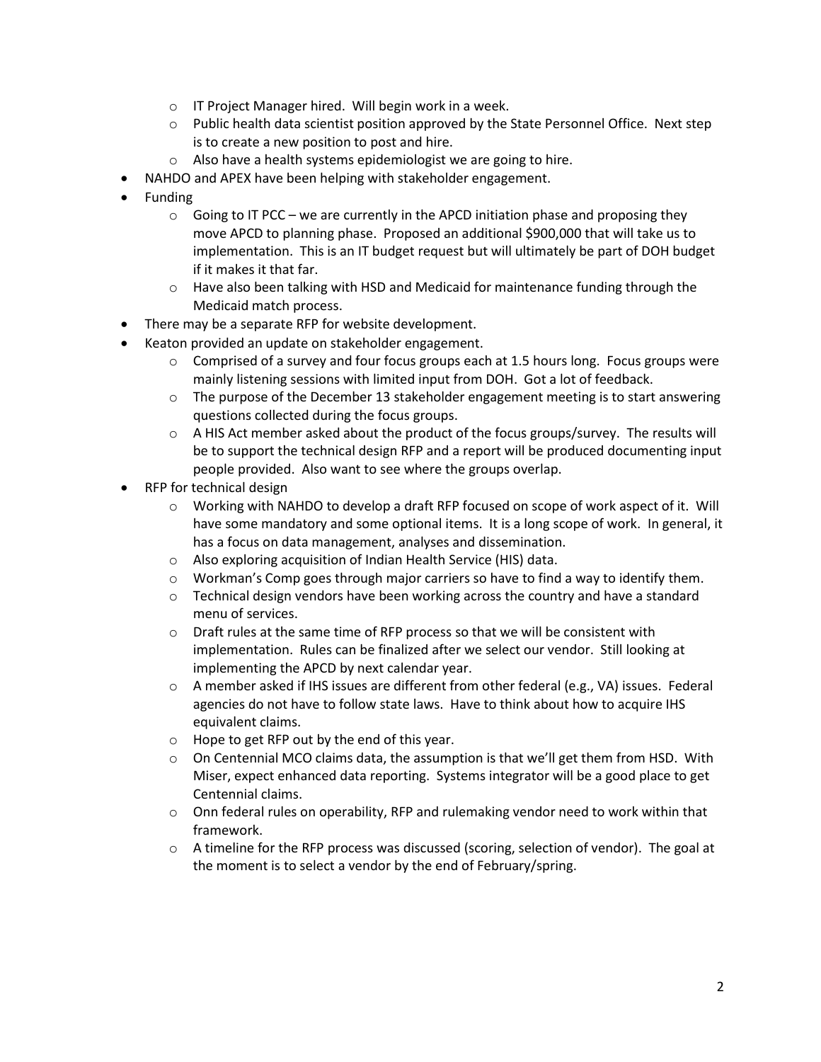- IT Project Manager hired. Will begin work in a week.
  - Public health data scientist position approved by the State Personnel Office. Next step is to create a new position to post and hire.
  - Also have a health systems epidemiologist we are going to hire.
- NAHDO and APEX have been helping with stakeholder engagement.
- Funding
  - Going to IT PCC – we are currently in the APCD initiation phase and proposing they move APCD to planning phase. Proposed an additional $900,000 that will take us to implementation. This is an IT budget request but will ultimately be part of DOH budget if it makes it that far.
  - Have also been talking with HSD and Medicaid for maintenance funding through the Medicaid match process.
- There may be a separate RFP for website development.
- Keaton provided an update on stakeholder engagement.
  - Comprised of a survey and four focus groups each at 1.5 hours long. Focus groups were mainly listening sessions with limited input from DOH. Got a lot of feedback.
  - The purpose of the December 13 stakeholder engagement meeting is to start answering questions collected during the focus groups.
  - A HIS Act member asked about the product of the focus groups/survey. The results will be to support the technical design RFP and a report will be produced documenting input people provided. Also want to see where the groups overlap.
- RFP for technical design
  - Working with NAHDO to develop a draft RFP focused on scope of work aspect of it. Will have some mandatory and some optional items. It is a long scope of work. In general, it has a focus on data management, analyses and dissemination.
  - Also exploring acquisition of Indian Health Service (HIS) data.
  - Workman's Comp goes through major carriers so have to find a way to identify them.
  - Technical design vendors have been working across the country and have a standard menu of services.
  - Draft rules at the same time of RFP process so that we will be consistent with implementation. Rules can be finalized after we select our vendor. Still looking at implementing the APCD by next calendar year.
  - A member asked if IHS issues are different from other federal (e.g., VA) issues. Federal agencies do not have to follow state laws. Have to think about how to acquire IHS equivalent claims.
  - Hope to get RFP out by the end of this year.
  - On Centennial MCO claims data, the assumption is that we'll get them from HSD. With Miser, expect enhanced data reporting. Systems integrator will be a good place to get Centennial claims.
  - Onn federal rules on operability, RFP and rulemaking vendor need to work within that framework.
  - A timeline for the RFP process was discussed (scoring, selection of vendor). The goal at the moment is to select a vendor by the end of February/spring.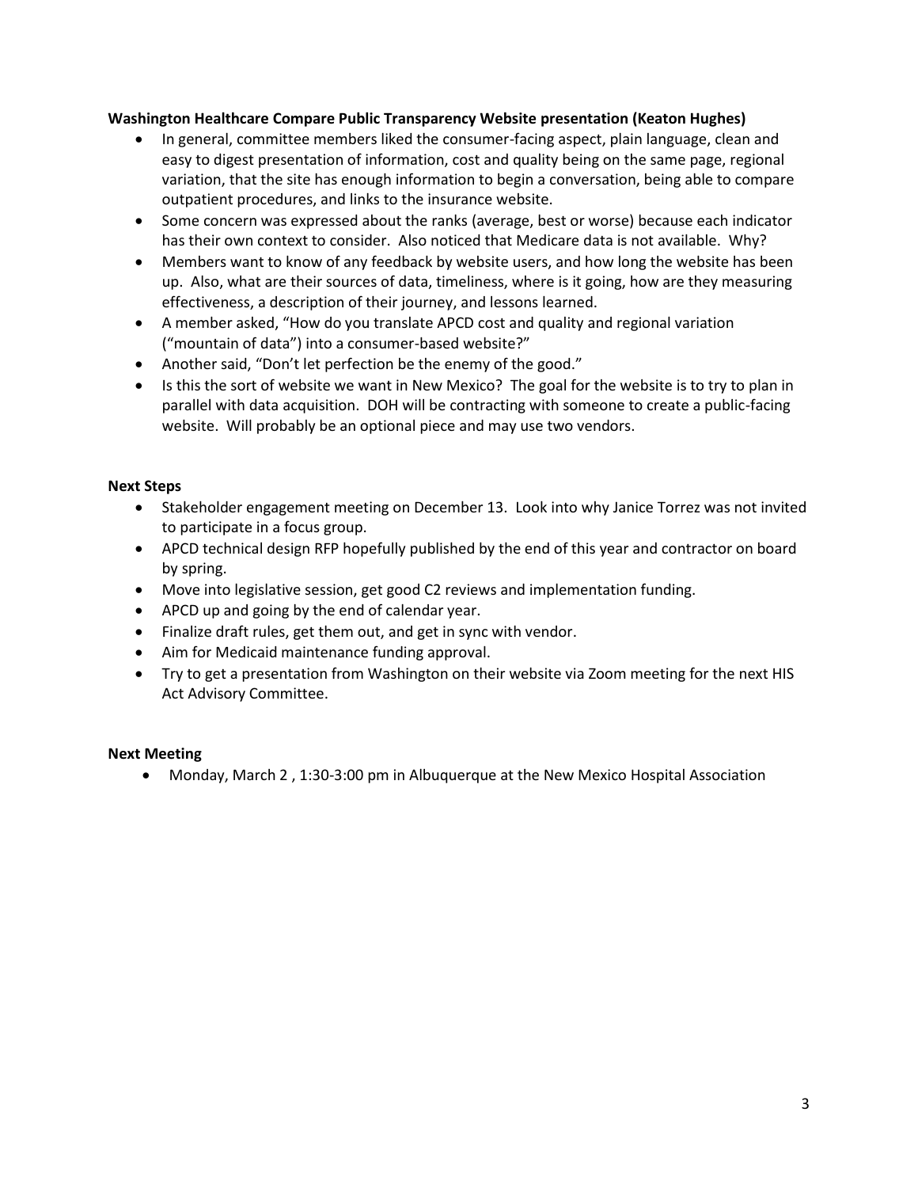**Washington Healthcare Compare Public Transparency Website presentation (Keaton Hughes)**

- In general, committee members liked the consumer-facing aspect, plain language, clean and easy to digest presentation of information, cost and quality being on the same page, regional variation, that the site has enough information to begin a conversation, being able to compare outpatient procedures, and links to the insurance website.
- Some concern was expressed about the ranks (average, best or worse) because each indicator has their own context to consider. Also noticed that Medicare data is not available. Why?
- Members want to know of any feedback by website users, and how long the website has been up. Also, what are their sources of data, timeliness, where is it going, how are they measuring effectiveness, a description of their journey, and lessons learned.
- A member asked, "How do you translate APCD cost and quality and regional variation ("mountain of data") into a consumer-based website?"
- Another said, "Don't let perfection be the enemy of the good."
- Is this the sort of website we want in New Mexico? The goal for the website is to try to plan in parallel with data acquisition. DOH will be contracting with someone to create a public-facing website. Will probably be an optional piece and may use two vendors.

**Next Steps**

- Stakeholder engagement meeting on December 13. Look into why Janice Torrez was not invited to participate in a focus group.
- APCD technical design RFP hopefully published by the end of this year and contractor on board by spring.
- Move into legislative session, get good C2 reviews and implementation funding.
- APCD up and going by the end of calendar year.
- Finalize draft rules, get them out, and get in sync with vendor.
- Aim for Medicaid maintenance funding approval.
- Try to get a presentation from Washington on their website via Zoom meeting for the next HIS Act Advisory Committee.

**Next Meeting**

- Monday, March 2 , 1:30-3:00 pm in Albuquerque at the New Mexico Hospital Association